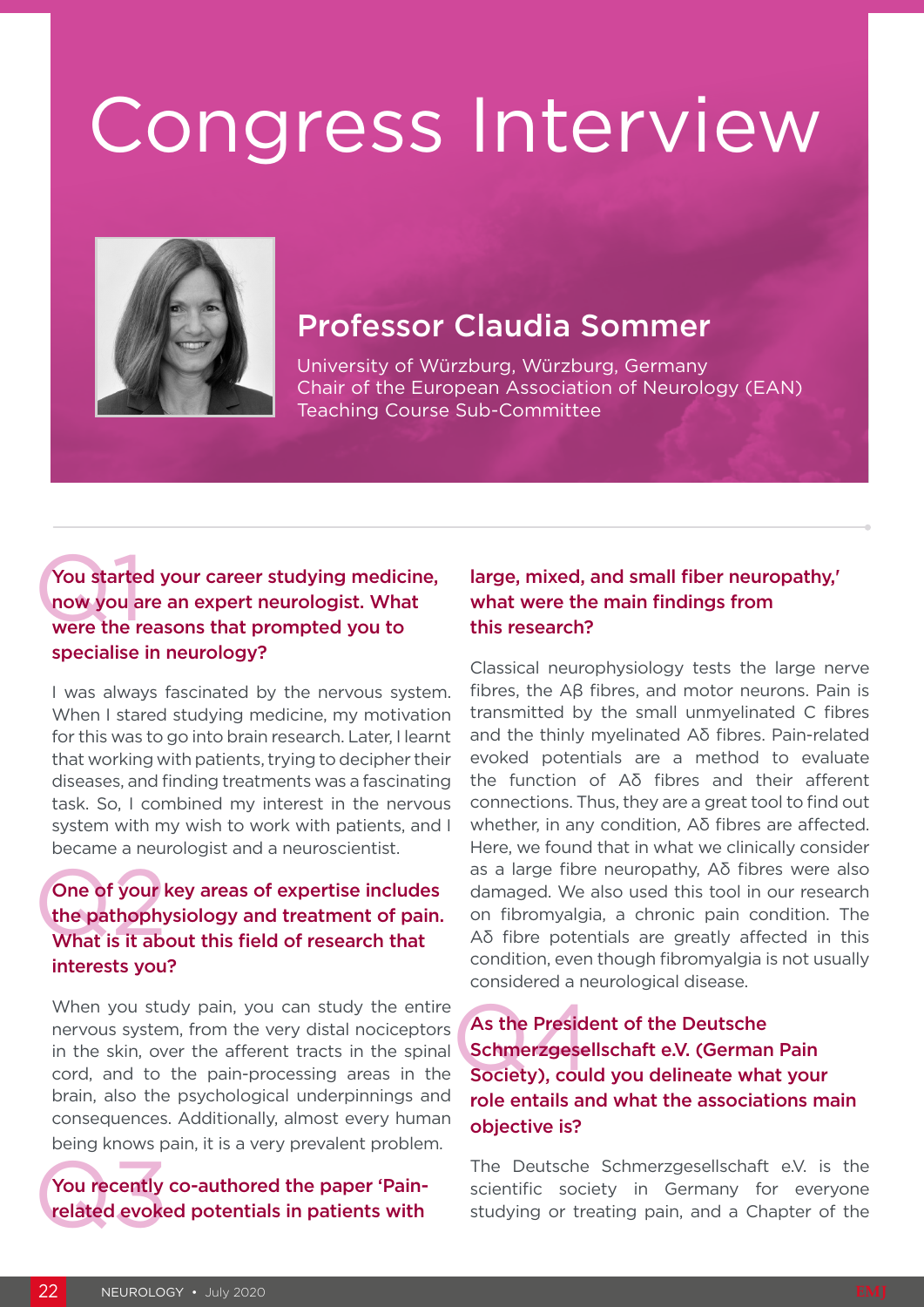# Congress Interview

## Professor Claudia Sommer

University of Würzburg, Würzburg, Germany
Chair of the European Association of Neurology (EAN) Teaching Course Sub-Committee

### Q1 You started your career studying medicine, now you are an expert neurologist. What were the reasons that prompted you to specialise in neurology?

I was always fascinated by the nervous system. When I stared studying medicine, my motivation for this was to go into brain research. Later, I learnt that working with patients, trying to decipher their diseases, and finding treatments was a fascinating task. So, I combined my interest in the nervous system with my wish to work with patients, and I became a neurologist and a neuroscientist.

### Q2 One of your key areas of expertise includes the pathophysiology and treatment of pain. What is it about this field of research that interests you?

When you study pain, you can study the entire nervous system, from the very distal nociceptors in the skin, over the afferent tracts in the spinal cord, and to the pain-processing areas in the brain, also the psychological underpinnings and consequences. Additionally, almost every human being knows pain, it is a very prevalent problem.

### Q3 You recently co-authored the paper 'Pain-related evoked potentials in patients with large, mixed, and small fiber neuropathy,' what were the main findings from this research?

Classical neurophysiology tests the large nerve fibres, the Aβ fibres, and motor neurons. Pain is transmitted by the small unmyelinated C fibres and the thinly myelinated Aδ fibres. Pain-related evoked potentials are a method to evaluate the function of Aδ fibres and their afferent connections. Thus, they are a great tool to find out whether, in any condition, Aδ fibres are affected. Here, we found that in what we clinically consider as a large fibre neuropathy, Aδ fibres were also damaged. We also used this tool in our research on fibromyalgia, a chronic pain condition. The Aδ fibre potentials are greatly affected in this condition, even though fibromyalgia is not usually considered a neurological disease.

### Q4 As the President of the Deutsche Schmerzgesellschaft e.V. (German Pain Society), could you delineate what your role entails and what the associations main objective is?

The Deutsche Schmerzgesellschaft e.V. is the scientific society in Germany for everyone studying or treating pain, and a Chapter of the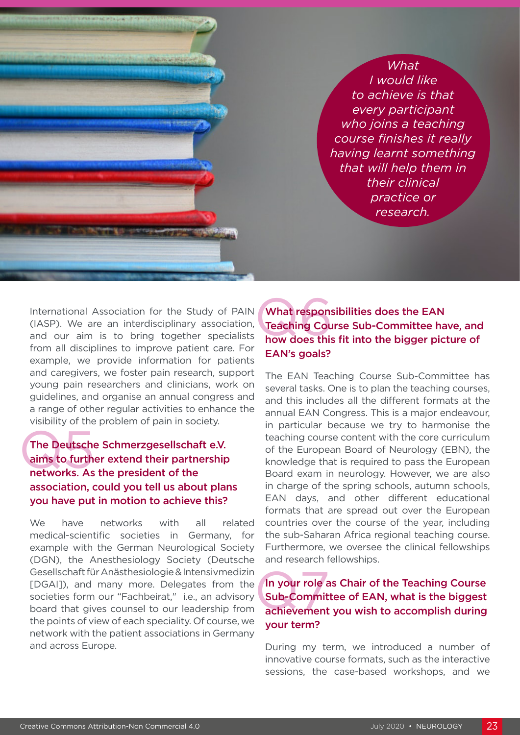> *What I would like to achieve is that every participant who joins a teaching course finishes it really having learnt something that will help them in their clinical practice or research.*

International Association for the Study of PAIN (IASP). We are an interdisciplinary association, and our aim is to bring together specialists from all disciplines to improve patient care. For example, we provide information for patients and caregivers, we foster pain research, support young pain researchers and clinicians, work on guidelines, and organise an annual congress and a range of other regular activities to enhance the visibility of the problem of pain in society.

### Q5 The Deutsche Schmerzgesellschaft e.V. aims to further extend their partnership networks. As the president of the association, could you tell us about plans you have put in motion to achieve this?

We have networks with all related medical-scientific societies in Germany, for example with the German Neurological Society (DGN), the Anesthesiology Society (Deutsche Gesellschaft für Anästhesiologie & Intensivmedizin [DGAI]), and many more. Delegates from the societies form our "Fachbeirat," i.e., an advisory board that gives counsel to our leadership from the points of view of each speciality. Of course, we network with the patient associations in Germany and across Europe.

### Q6 What responsibilities does the EAN Teaching Course Sub-Committee have, and how does this fit into the bigger picture of EAN's goals?

The EAN Teaching Course Sub-Committee has several tasks. One is to plan the teaching courses, and this includes all the different formats at the annual EAN Congress. This is a major endeavour, in particular because we try to harmonise the teaching course content with the core curriculum of the European Board of Neurology (EBN), the knowledge that is required to pass the European Board exam in neurology. However, we are also in charge of the spring schools, autumn schools, EAN days, and other different educational formats that are spread out over the European countries over the course of the year, including the sub-Saharan Africa regional teaching course. Furthermore, we oversee the clinical fellowships and research fellowships.

### Q7 In your role as Chair of the Teaching Course Sub-Committee of EAN, what is the biggest achievement you wish to accomplish during your term?

During my term, we introduced a number of innovative course formats, such as the interactive sessions, the case-based workshops, and we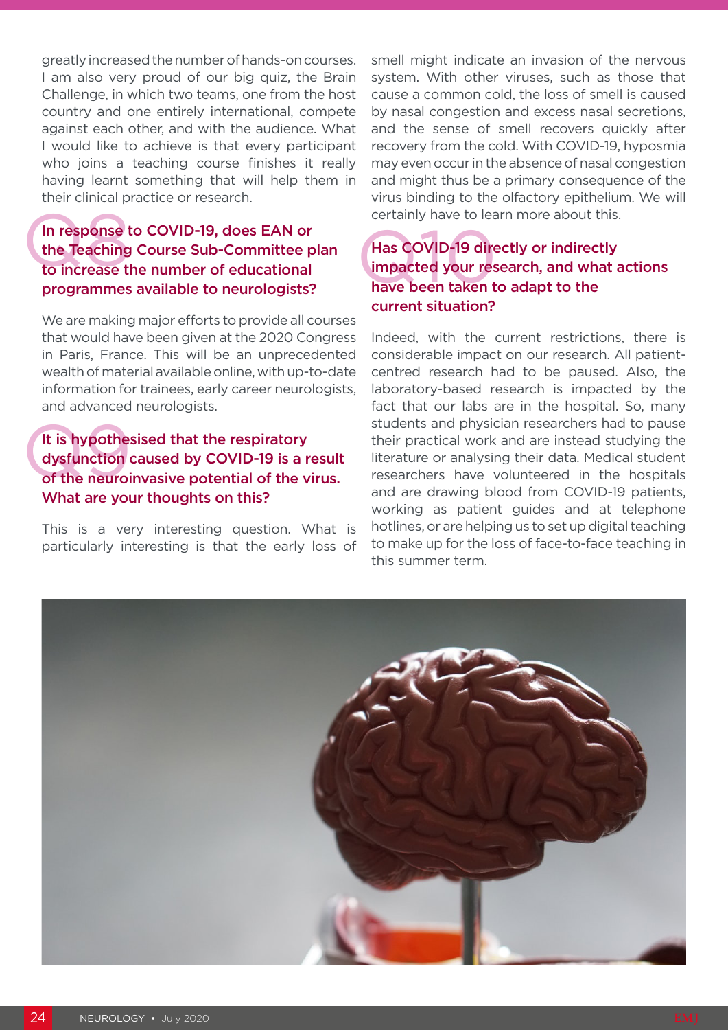greatly increased the number of hands-on courses. I am also very proud of our big quiz, the Brain Challenge, in which two teams, one from the host country and one entirely international, compete against each other, and with the audience. What I would like to achieve is that every participant who joins a teaching course finishes it really having learnt something that will help them in their clinical practice or research.

## Q8 In response to COVID-19, does EAN or the Teaching Course Sub-Committee plan to increase the number of educational programmes available to neurologists?

We are making major efforts to provide all courses that would have been given at the 2020 Congress in Paris, France. This will be an unprecedented wealth of material available online, with up-to-date information for trainees, early career neurologists, and advanced neurologists.

## Q9 It is hypothesised that the respiratory dysfunction caused by COVID-19 is a result of the neuroinvasive potential of the virus. What are your thoughts on this?

This is a very interesting question. What is particularly interesting is that the early loss of smell might indicate an invasion of the nervous system. With other viruses, such as those that cause a common cold, the loss of smell is caused by nasal congestion and excess nasal secretions, and the sense of smell recovers quickly after recovery from the cold. With COVID-19, hyposmia may even occur in the absence of nasal congestion and might thus be a primary consequence of the virus binding to the olfactory epithelium. We will certainly have to learn more about this.

## Q10 Has COVID-19 directly or indirectly impacted your research, and what actions have been taken to adapt to the current situation?

Indeed, with the current restrictions, there is considerable impact on our research. All patient-centred research had to be paused. Also, the laboratory-based research is impacted by the fact that our labs are in the hospital. So, many students and physician researchers had to pause their practical work and are instead studying the literature or analysing their data. Medical student researchers have volunteered in the hospitals and are drawing blood from COVID-19 patients, working as patient guides and at telephone hotlines, or are helping us to set up digital teaching to make up for the loss of face-to-face teaching in this summer term.